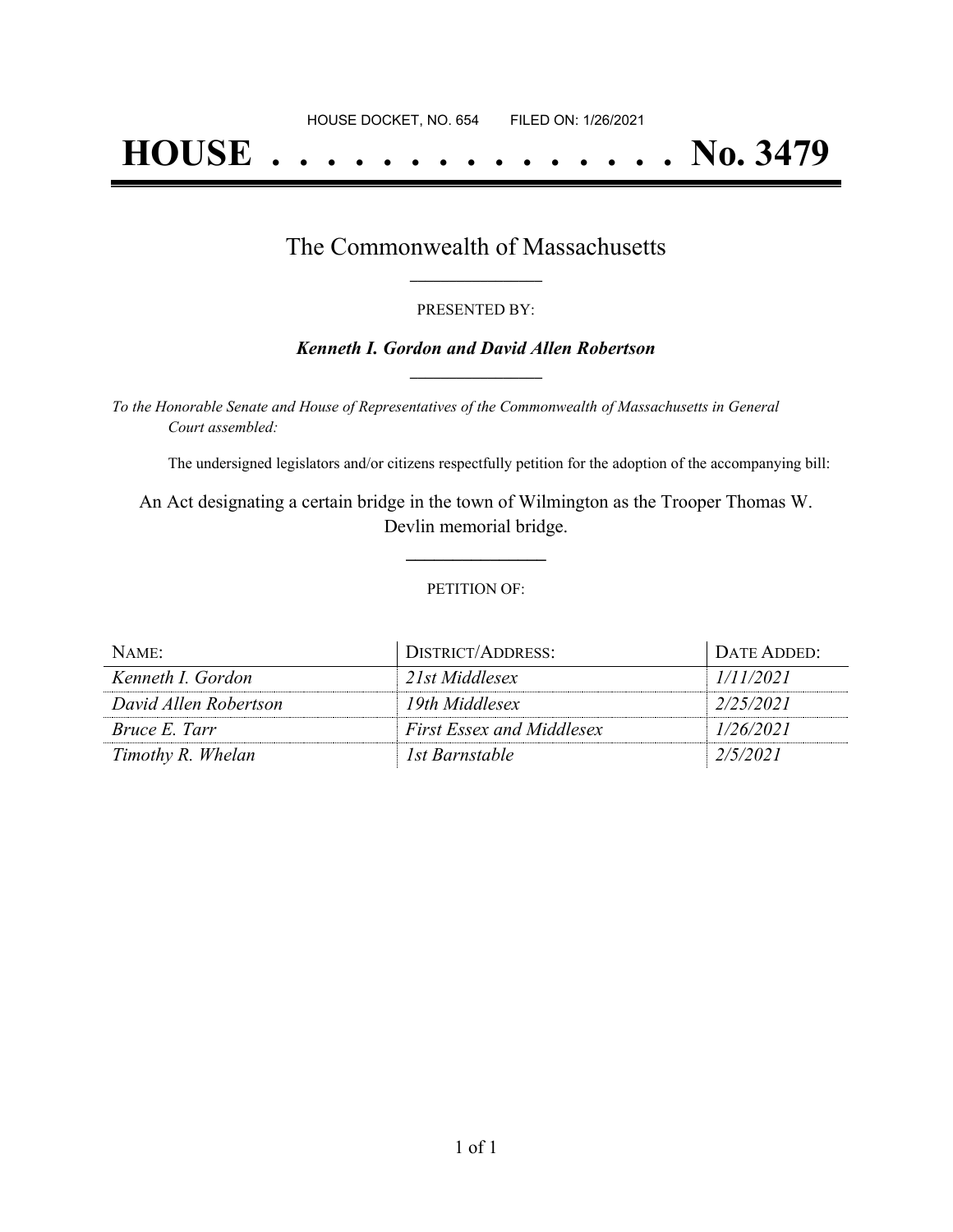HOUSE DOCKET, NO. 654 FILED ON: 1/26/2021

# HOUSE . . . . . . . . . . . . . . . No. 3479

## The Commonwealth of Massachusetts

PRESENTED BY:

***Kenneth I. Gordon and David Allen Robertson***

*To the Honorable Senate and House of Representatives of the Commonwealth of Massachusetts in General Court assembled:*

The undersigned legislators and/or citizens respectfully petition for the adoption of the accompanying bill:

An Act designating a certain bridge in the town of Wilmington as the Trooper Thomas W. Devlin memorial bridge.

PETITION OF:

| NAME: | DISTRICT/ADDRESS: | DATE ADDED: |
|---|---|---|
| *Kenneth I. Gordon* | *21st Middlesex* | *1/11/2021* |
| *David Allen Robertson* | *19th Middlesex* | *2/25/2021* |
| *Bruce E. Tarr* | *First Essex and Middlesex* | *1/26/2021* |
| *Timothy R. Whelan* | *1st Barnstable* | *2/5/2021* |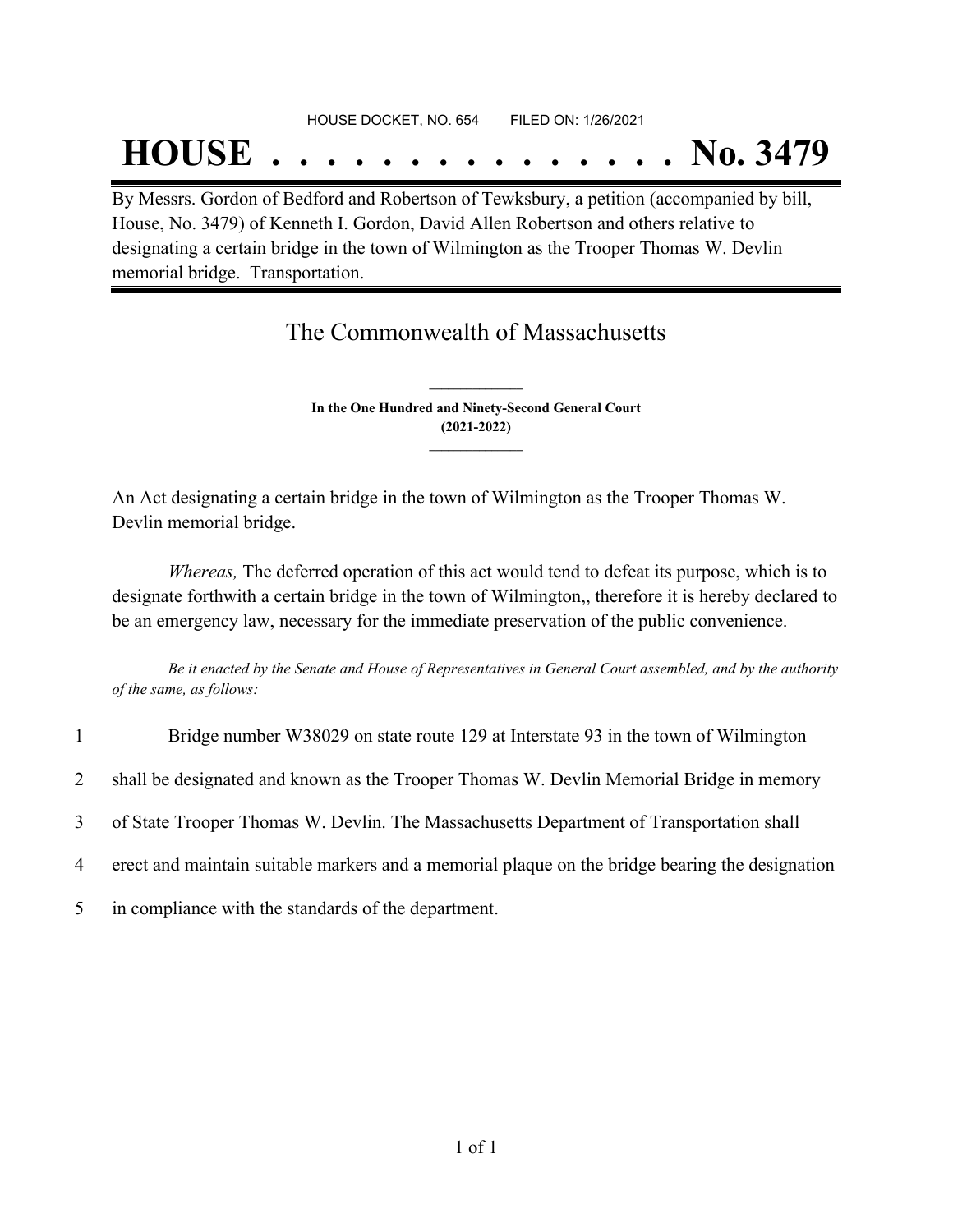HOUSE DOCKET, NO. 654        FILED ON: 1/26/2021

# HOUSE . . . . . . . . . . . . . . . No. 3479

By Messrs. Gordon of Bedford and Robertson of Tewksbury, a petition (accompanied by bill, House, No. 3479) of Kenneth I. Gordon, David Allen Robertson and others relative to designating a certain bridge in the town of Wilmington as the Trooper Thomas W. Devlin memorial bridge. Transportation.

## The Commonwealth of Massachusetts

**In the One Hundred and Ninety-Second General Court**
**(2021-2022)**

An Act designating a certain bridge in the town of Wilmington as the Trooper Thomas W. Devlin memorial bridge.

*Whereas,* The deferred operation of this act would tend to defeat its purpose, which is to designate forthwith a certain bridge in the town of Wilmington,, therefore it is hereby declared to be an emergency law, necessary for the immediate preservation of the public convenience.

*Be it enacted by the Senate and House of Representatives in General Court assembled, and by the authority of the same, as follows:*

1 Bridge number W38029 on state route 129 at Interstate 93 in the town of Wilmington
2 shall be designated and known as the Trooper Thomas W. Devlin Memorial Bridge in memory
3 of State Trooper Thomas W. Devlin. The Massachusetts Department of Transportation shall
4 erect and maintain suitable markers and a memorial plaque on the bridge bearing the designation
5 in compliance with the standards of the department.